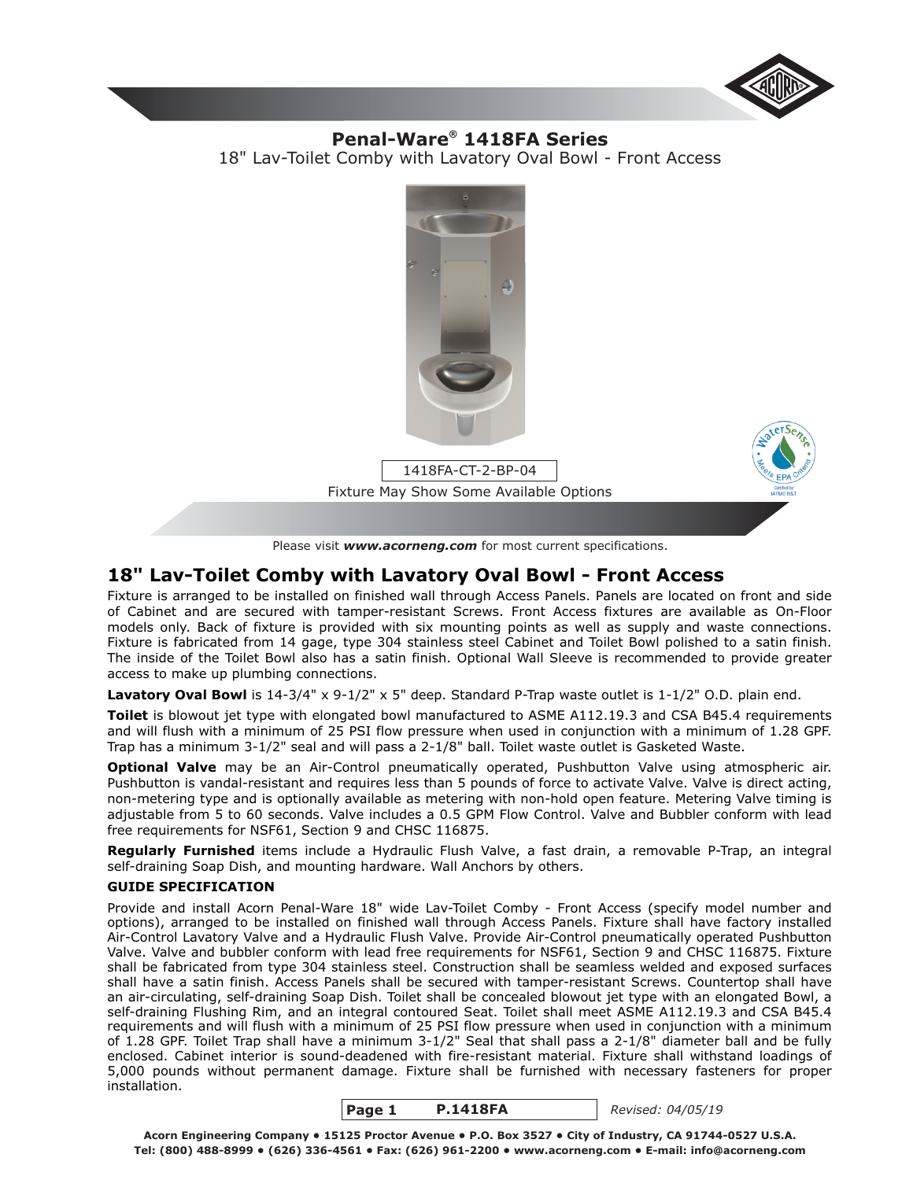# Penal-Ware® 1418FA Series

18" Lav-Toilet Comby with Lavatory Oval Bowl - Front Access

1418FA-CT-2-BP-04

Fixture May Show Some Available Options

Please visit ***www.acorneng.com*** for most current specifications.

## 18" Lav-Toilet Comby with Lavatory Oval Bowl - Front Access

Fixture is arranged to be installed on finished wall through Access Panels. Panels are located on front and side of Cabinet and are secured with tamper-resistant Screws. Front Access fixtures are available as On-Floor models only. Back of fixture is provided with six mounting points as well as supply and waste connections. Fixture is fabricated from 14 gage, type 304 stainless steel Cabinet and Toilet Bowl polished to a satin finish. The inside of the Toilet Bowl also has a satin finish. Optional Wall Sleeve is recommended to provide greater access to make up plumbing connections.

**Lavatory Oval Bowl** is 14-3/4" x 9-1/2" x 5" deep. Standard P-Trap waste outlet is 1-1/2" O.D. plain end.

**Toilet** is blowout jet type with elongated bowl manufactured to ASME A112.19.3 and CSA B45.4 requirements and will flush with a minimum of 25 PSI flow pressure when used in conjunction with a minimum of 1.28 GPF. Trap has a minimum 3-1/2" seal and will pass a 2-1/8" ball. Toilet waste outlet is Gasketed Waste.

**Optional Valve** may be an Air-Control pneumatically operated, Pushbutton Valve using atmospheric air. Pushbutton is vandal-resistant and requires less than 5 pounds of force to activate Valve. Valve is direct acting, non-metering type and is optionally available as metering with non-hold open feature. Metering Valve timing is adjustable from 5 to 60 seconds. Valve includes a 0.5 GPM Flow Control. Valve and Bubbler conform with lead free requirements for NSF61, Section 9 and CHSC 116875.

**Regularly Furnished** items include a Hydraulic Flush Valve, a fast drain, a removable P-Trap, an integral self-draining Soap Dish, and mounting hardware. Wall Anchors by others.

### GUIDE SPECIFICATION

Provide and install Acorn Penal-Ware 18" wide Lav-Toilet Comby - Front Access (specify model number and options), arranged to be installed on finished wall through Access Panels. Fixture shall have factory installed Air-Control Lavatory Valve and a Hydraulic Flush Valve. Provide Air-Control pneumatically operated Pushbutton Valve. Valve and bubbler conform with lead free requirements for NSF61, Section 9 and CHSC 116875. Fixture shall be fabricated from type 304 stainless steel. Construction shall be seamless welded and exposed surfaces shall have a satin finish. Access Panels shall be secured with tamper-resistant Screws. Countertop shall have an air-circulating, self-draining Soap Dish. Toilet shall be concealed blowout jet type with an elongated Bowl, a self-draining Flushing Rim, and an integral contoured Seat. Toilet shall meet ASME A112.19.3 and CSA B45.4 requirements and will flush with a minimum of 25 PSI flow pressure when used in conjunction with a minimum of 1.28 GPF. Toilet Trap shall have a minimum 3-1/2" Seal that shall pass a 2-1/8" diameter ball and be fully enclosed. Cabinet interior is sound-deadened with fire-resistant material. Fixture shall withstand loadings of 5,000 pounds without permanent damage. Fixture shall be furnished with necessary fasteners for proper installation.

**P.1418FA** *Revised: 04/05/19*

**Acorn Engineering Company • 15125 Proctor Avenue • P.O. Box 3527 • City of Industry, CA 91744-0527 U.S.A.**
**Tel: (800) 488-8999 • (626) 336-4561 • Fax: (626) 961-2200 • www.acorneng.com • E-mail: info@acorneng.com**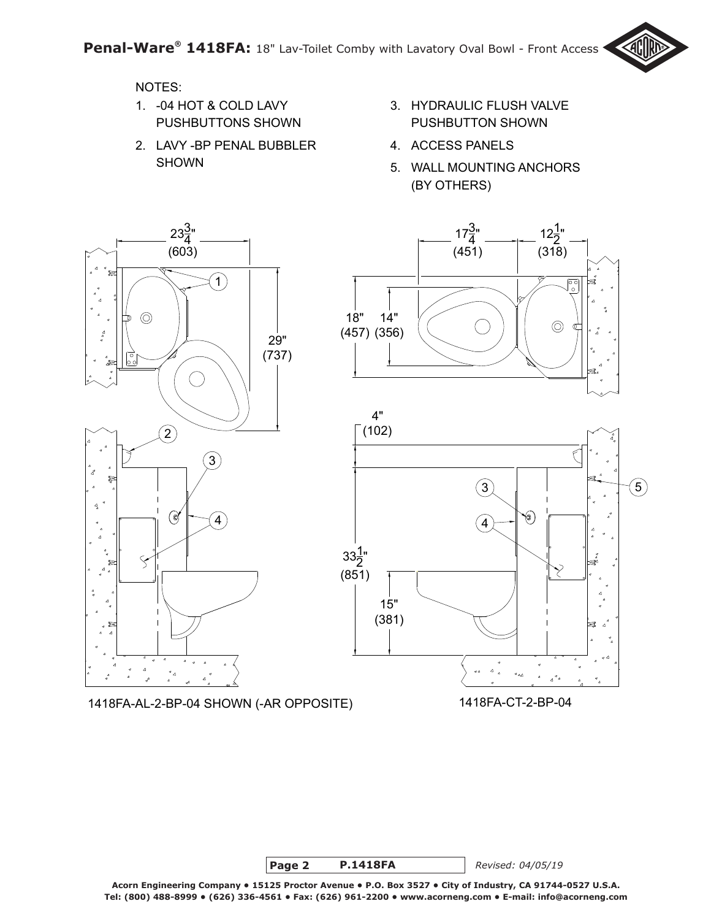NOTES:

1. -04 HOT & COLD LAVY PUSHBUTTONS SHOWN
2. LAVY -BP PENAL BUBBLER SHOWN
3. HYDRAULIC FLUSH VALVE PUSHBUTTON SHOWN
4. ACCESS PANELS
5. WALL MOUNTING ANCHORS (BY OTHERS)

$23\frac{3}{4}$" (603)

29" (737)

$17\frac{3}{4}$" (451)

$12\frac{1}{2}$" (318)

18" (457)

14" (356)

4" (102)

$33\frac{1}{2}$" (851)

15" (381)

1418FA-AL-2-BP-04 SHOWN (-AR OPPOSITE)

1418FA-CT-2-BP-04

**P.1418FA** *Revised: 04/05/19*

**Acorn Engineering Company • 15125 Proctor Avenue • P.O. Box 3527 • City of Industry, CA 91744-0527 U.S.A.**
**Tel: (800) 488-8999 • (626) 336-4561 • Fax: (626) 961-2200 • www.acorneng.com • E-mail: info@acorneng.com**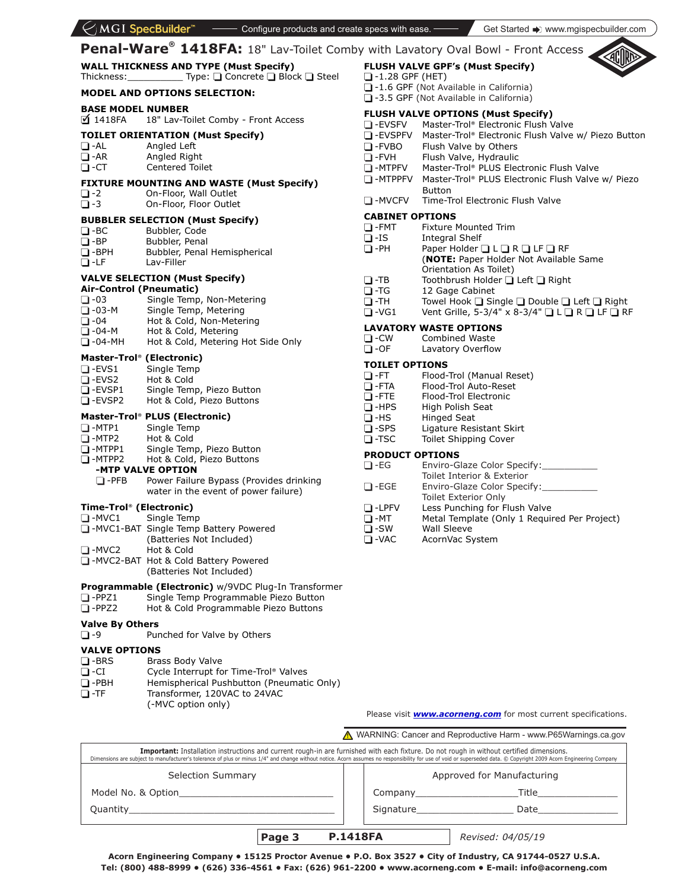MGI SpecBuilder™ — Configure products and create specs with ease. — Get Started www.mgispecbuilder.com

# Penal-Ware® 1418FA: 18" Lav-Toilet Comby with Lavatory Oval Bowl - Front Access

**WALL THICKNESS AND TYPE (Must Specify)**
Thickness:__________ Type: ❑ Concrete ❑ Block ❑ Steel

**MODEL AND OPTIONS SELECTION:**

**BASE MODEL NUMBER**
☑ 1418FA 18" Lav-Toilet Comby - Front Access

**TOILET ORIENTATION (Must Specify)**
- ❑ -AL Angled Left
- ❑ -AR Angled Right
- ❑ -CT Centered Toilet

**FIXTURE MOUNTING AND WASTE (Must Specify)**
- ❑ -2 On-Floor, Wall Outlet
- ❑ -3 On-Floor, Floor Outlet

**BUBBLER SELECTION (Must Specify)**
- ❑ -BC Bubbler, Code
- ❑ -BP Bubbler, Penal
- ❑ -BPH Bubbler, Penal Hemispherical
- ❑ -LF Lav-Filler

**VALVE SELECTION (Must Specify)**

**Air-Control (Pneumatic)**
- ❑ -03 Single Temp, Non-Metering
- ❑ -03-M Single Temp, Metering
- ❑ -04 Hot & Cold, Non-Metering
- ❑ -04-M Hot & Cold, Metering
- ❑ -04-MH Hot & Cold, Metering Hot Side Only

**Master-Trol® (Electronic)**
- ❑ -EVS1 Single Temp
- ❑ -EVS2 Hot & Cold
- ❑ -EVSP1 Single Temp, Piezo Button
- ❑ -EVSP2 Hot & Cold, Piezo Buttons

**Master-Trol® PLUS (Electronic)**
- ❑ -MTP1 Single Temp
- ❑ -MTP2 Hot & Cold
- ❑ -MTPP1 Single Temp, Piezo Button
- ❑ -MTPP2 Hot & Cold, Piezo Buttons

**-MTP VALVE OPTION**
- ❑ -PFB Power Failure Bypass (Provides drinking water in the event of power failure)

**Time-Trol® (Electronic)**
- ❑ -MVC1 Single Temp
- ❑ -MVC1-BAT Single Temp Battery Powered (Batteries Not Included)
- ❑ -MVC2 Hot & Cold
- ❑ -MVC2-BAT Hot & Cold Battery Powered (Batteries Not Included)

**Programmable (Electronic)** w/9VDC Plug-In Transformer
- ❑ -PPZ1 Single Temp Programmable Piezo Button
- ❑ -PPZ2 Hot & Cold Programmable Piezo Buttons

**Valve By Others**
- ❑ -9 Punched for Valve by Others

**VALVE OPTIONS**
- ❑ -BRS Brass Body Valve
- ❑ -CI Cycle Interrupt for Time-Trol® Valves
- ❑ -PBH Hemispherical Pushbutton (Pneumatic Only)
- ❑ -TF Transformer, 120VAC to 24VAC (-MVC option only)

**FLUSH VALVE GPF's (Must Specify)**
- ❑ -1.28 GPF (HET)
- ❑ -1.6 GPF (Not Available in California)
- ❑ -3.5 GPF (Not Available in California)

**FLUSH VALVE OPTIONS (Must Specify)**
- ❑ -EVSFV Master-Trol® Electronic Flush Valve
- ❑ -EVSPFV Master-Trol® Electronic Flush Valve w/ Piezo Button
- ❑ -FVBO Flush Valve by Others
- ❑ -FVH Flush Valve, Hydraulic
- ❑ -MTPFV Master-Trol® PLUS Electronic Flush Valve
- ❑ -MTPPFV Master-Trol® PLUS Electronic Flush Valve w/ Piezo Button
- ❑ -MVCFV Time-Trol Electronic Flush Valve

**CABINET OPTIONS**
- ❑ -FMT Fixture Mounted Trim
- ❑ -IS Integral Shelf
- ❑ -PH Paper Holder ❑ L ❑ R ❑ LF ❑ RF (**NOTE:** Paper Holder Not Available Same Orientation As Toilet)
- ❑ -TB Toothbrush Holder ❑ Left ❑ Right
- ❑ -TG 12 Gage Cabinet
- ❑ -TH Towel Hook ❑ Single ❑ Double ❑ Left ❑ Right
- ❑ -VG1 Vent Grille, 5-3/4" x 8-3/4" ❑ L ❑ R ❑ LF ❑ RF

**LAVATORY WASTE OPTIONS**
- ❑ -CW Combined Waste
- ❑ -OF Lavatory Overflow

**TOILET OPTIONS**
- ❑ -FT Flood-Trol (Manual Reset)
- ❑ -FTA Flood-Trol Auto-Reset
- ❑ -FTE Flood-Trol Electronic
- ❑ -HPS High Polish Seat
- ❑ -HS Hinged Seat
- ❑ -SPS Ligature Resistant Skirt
- ❑ -TSC Toilet Shipping Cover

**PRODUCT OPTIONS**
- ❑ -EG Enviro-Glaze Color Specify:__________ Toilet Interior & Exterior
- ❑ -EGE Enviro-Glaze Color Specify:__________ Toilet Exterior Only
- ❑ -LPFV Less Punching for Flush Valve
- ❑ -MT Metal Template (Only 1 Required Per Project)
- ❑ -SW Wall Sleeve
- ❑ -VAC AcornVac System

Please visit ***www.acorneng.com*** for most current specifications.

⚠ WARNING: Cancer and Reproductive Harm - www.P65Warnings.ca.gov

**Important:** Installation instructions and current rough-in are furnished with each fixture. Do not rough in without certified dimensions.
Dimensions are subject to manufacturer's tolerance of plus or minus 1/4" and change without notice. Acorn assumes no responsibility for use of void or superseded data. © Copyright 2009 Acorn Engineering Company

| Selection Summary | Approved for Manufacturing |
|---|---|
| Model No. & Option______________________ | Company______________ Title______________ |
| Quantity______________________ | Signature______________ Date______________ |

**P.1418FA** *Revised: 04/05/19*

**Acorn Engineering Company • 15125 Proctor Avenue • P.O. Box 3527 • City of Industry, CA 91744-0527 U.S.A.**
**Tel: (800) 488-8999 • (626) 336-4561 • Fax: (626) 961-2200 • www.acorneng.com • E-mail: info@acorneng.com**